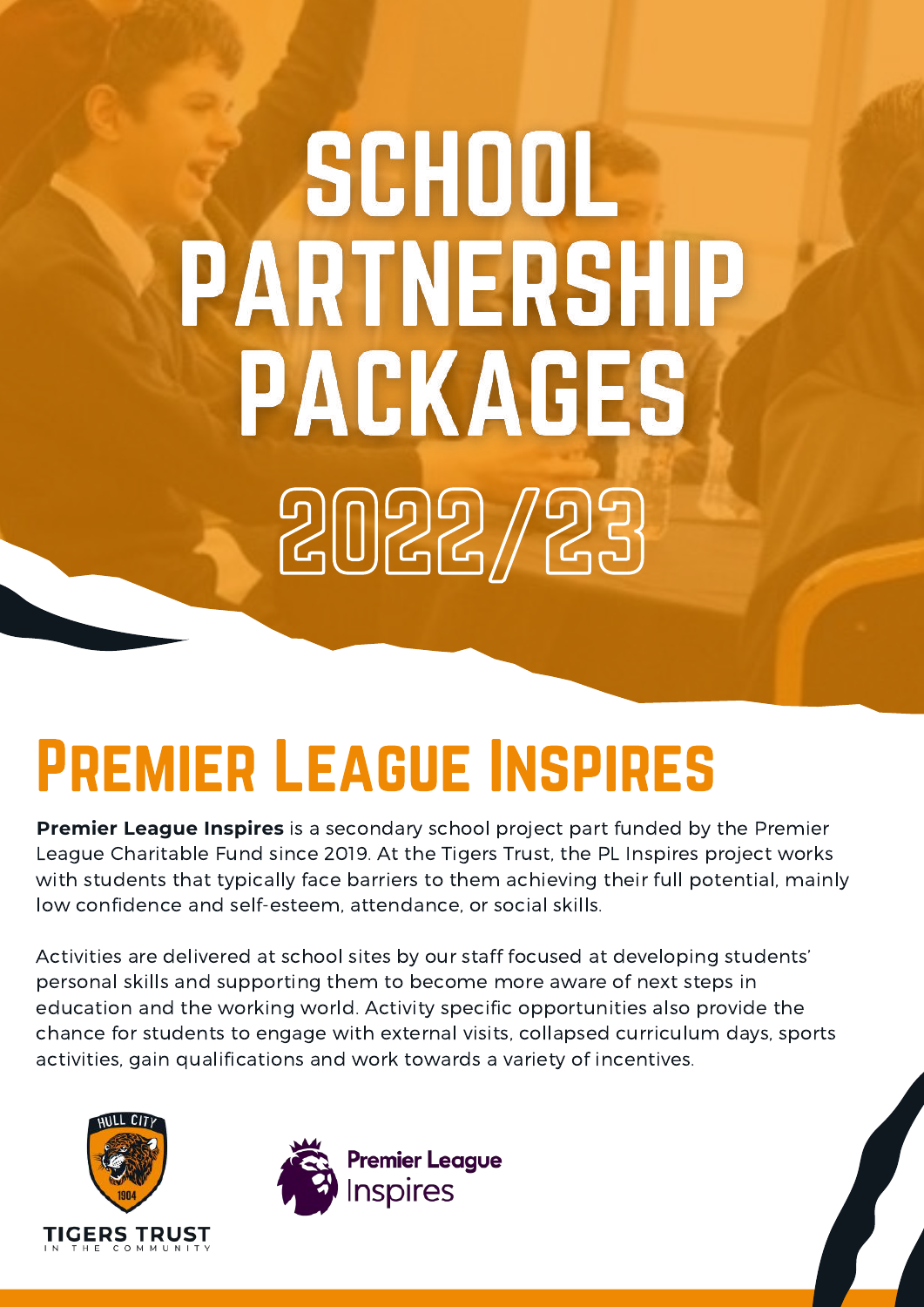# SCHOOL PARTNERSHIP PACKAGES

# 2022/23

## Premier League Inspires

**Premier League Inspires** is a secondary school project part funded by the Premier League Charitable Fund since 2019. At the Tigers Trust, the PL Inspires project works with students that typically face barriers to them achieving their full potential, mainly low confidence and self-esteem, attendance, or social skills.

Activities are delivered at school sites by our staff focused at developing students' personal skills and supporting them to become more aware of next steps in education and the working world. Activity specific opportunities also provide the chance for students to engage with external visits, collapsed curriculum days, sports activities, gain qualifications and work towards a variety of incentives.

HULL CITY 1904 TIGERS TRUST IN THE COMMUNITY

Premier League Inspires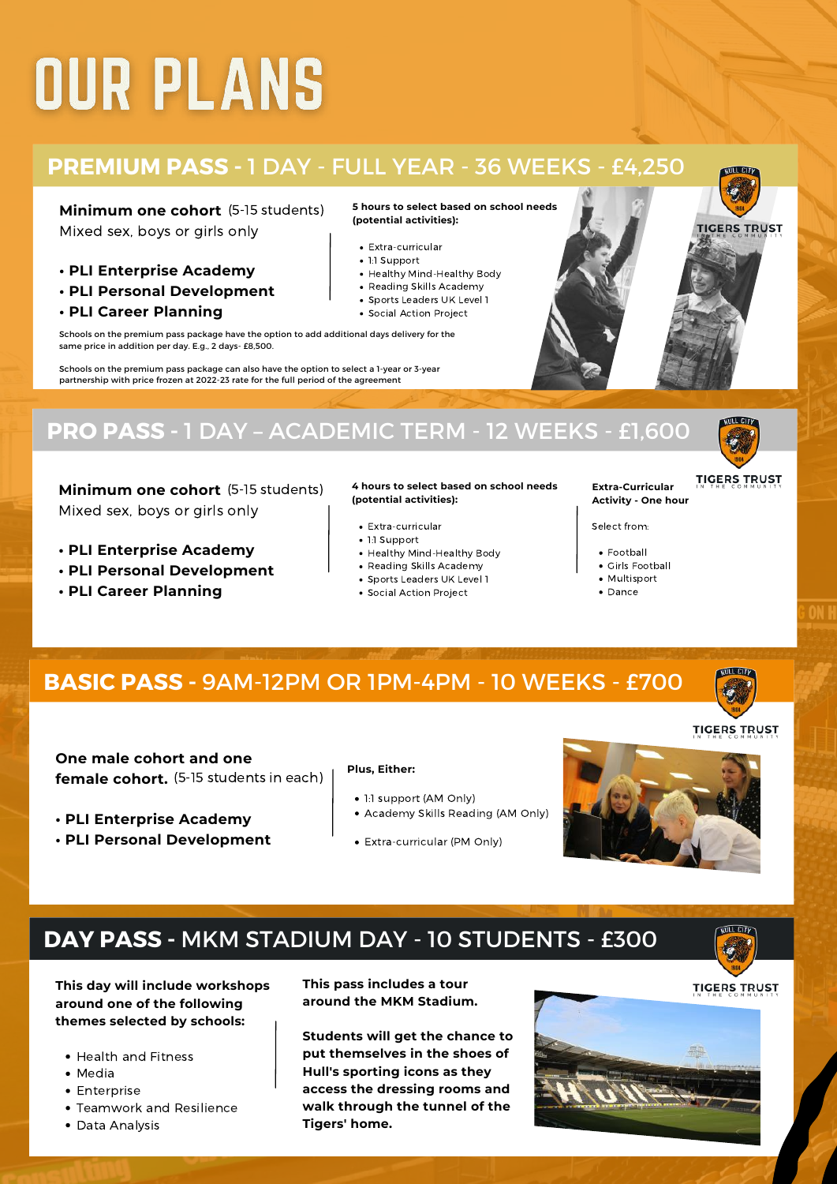# OUR PLANS

## PREMIUM PASS - 1 DAY - FULL YEAR - 36 WEEKS - £4,250

**Minimum one cohort** (5-15 students)
Mixed sex, boys or girls only

- **PLI Enterprise Academy**
- **PLI Personal Development**
- **PLI Career Planning**

**5 hours to select based on school needs (potential activities):**

- Extra-curricular
- 1:1 Support
- Healthy Mind-Healthy Body
- Reading Skills Academy
- Sports Leaders UK Level 1
- Social Action Project

Schools on the premium pass package have the option to add additional days delivery for the same price in addition per day. E.g., 2 days- £8,500.

Schools on the premium pass package can also have the option to select a 1-year or 3-year partnership with price frozen at 2022-23 rate for the full period of the agreement

TIGERS TRUST IN THE COMMUNITY

## PRO PASS - 1 DAY – ACADEMIC TERM - 12 WEEKS - £1,600

**Minimum one cohort** (5-15 students)
Mixed sex, boys or girls only

- **PLI Enterprise Academy**
- **PLI Personal Development**
- **PLI Career Planning**

**4 hours to select based on school needs (potential activities):**

- Extra-curricular
- 1:1 Support
- Healthy Mind-Healthy Body
- Reading Skills Academy
- Sports Leaders UK Level 1
- Social Action Project

**Extra-Curricular Activity - One hour**

Select from:

- Football
- Girls Football
- Multisport
- Dance

TIGERS TRUST IN THE COMMUNITY

## BASIC PASS - 9AM-12PM OR 1PM-4PM - 10 WEEKS - £700

**One male cohort and one female cohort.** (5-15 students in each)

- **PLI Enterprise Academy**
- **PLI Personal Development**

**Plus, Either:**

- 1:1 support (AM Only)
- Academy Skills Reading (AM Only)
- Extra-curricular (PM Only)

TIGERS TRUST IN THE COMMUNITY

## DAY PASS - MKM STADIUM DAY - 10 STUDENTS - £300

**This day will include workshops around one of the following themes selected by schools:**

- Health and Fitness
- Media
- Enterprise
- Teamwork and Resilience
- Data Analysis

**This pass includes a tour around the MKM Stadium.**

**Students will get the chance to put themselves in the shoes of Hull's sporting icons as they access the dressing rooms and walk through the tunnel of the Tigers' home.**

TIGERS TRUST IN THE COMMUNITY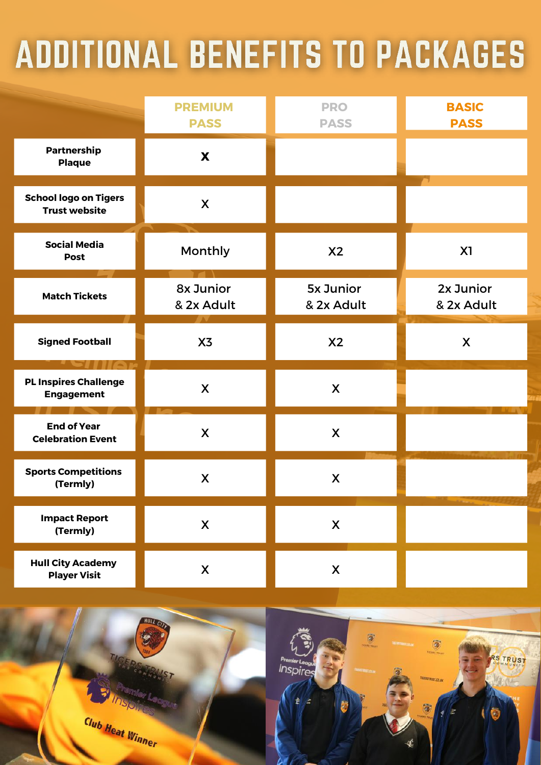# ADDITIONAL BENEFITS TO PACKAGES

| | PREMIUM PASS | PRO PASS | BASIC PASS |
|---|---|---|---|
| Partnership Plaque | X | | |
| School logo on Tigers Trust website | X | | |
| Social Media Post | Monthly | X2 | X1 |
| Match Tickets | 8x Junior & 2x Adult | 5x Junior & 2x Adult | 2x Junior & 2x Adult |
| Signed Football | X3 | X2 | X |
| PL Inspires Challenge Engagement | X | X | |
| End of Year Celebration Event | X | X | |
| Sports Competitions (Termly) | X | X | |
| Impact Report (Termly) | X | X | |
| Hull City Academy Player Visit | X | X | |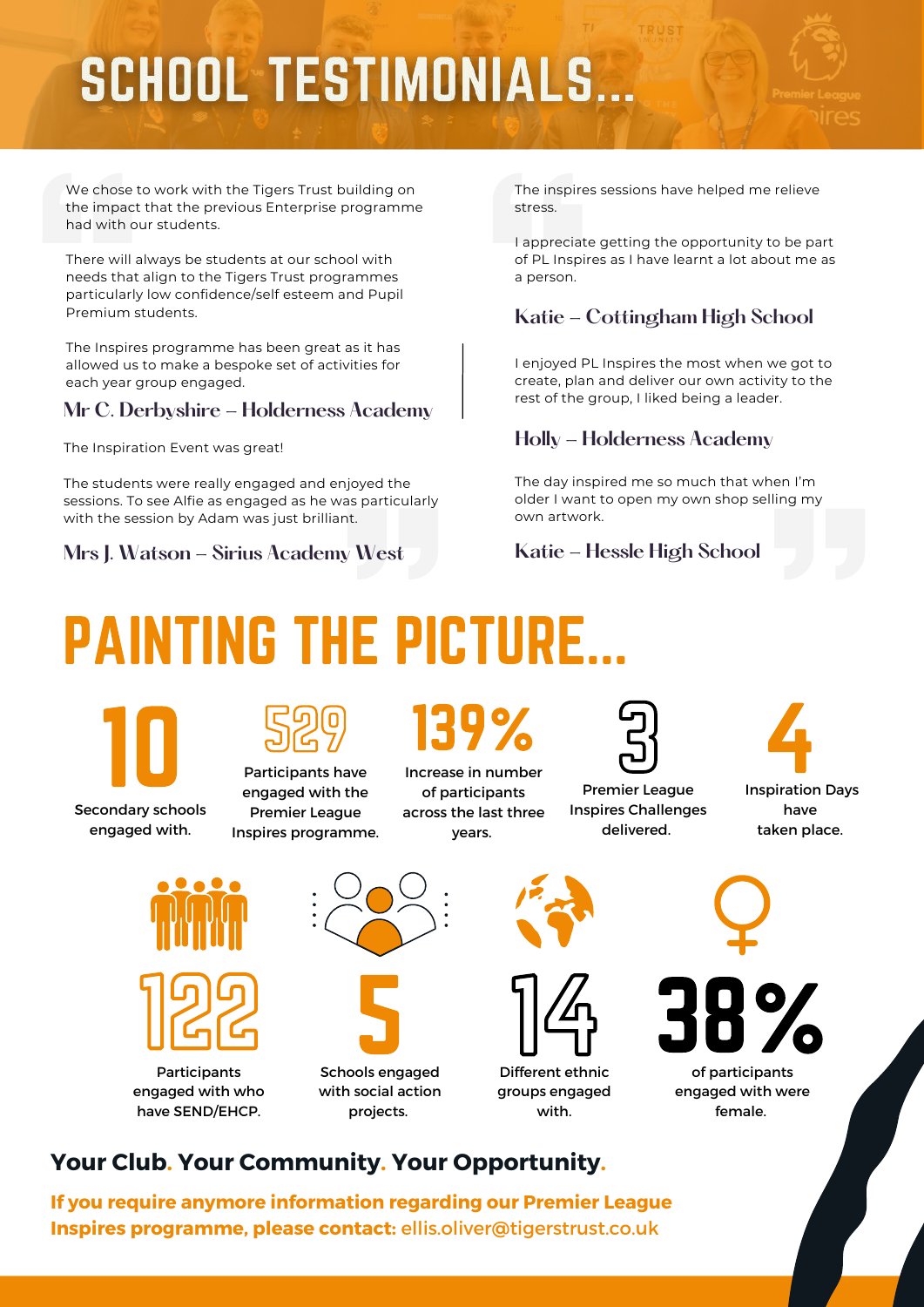# SCHOOL TESTIMONIALS...

We chose to work with the Tigers Trust building on the impact that the previous Enterprise programme had with our students.

There will always be students at our school with needs that align to the Tigers Trust programmes particularly low confidence/self esteem and Pupil Premium students.

The Inspires programme has been great as it has allowed us to make a bespoke set of activities for each year group engaged.

### Mr C. Derbyshire – Holderness Academy

The Inspiration Event was great!

The students were really engaged and enjoyed the sessions. To see Alfie as engaged as he was particularly with the session by Adam was just brilliant.

### Mrs J. Watson – Sirius Academy West

The inspires sessions have helped me relieve stress.

I appreciate getting the opportunity to be part of PL Inspires as I have learnt a lot about me as a person.

### Katie – Cottingham High School

I enjoyed PL Inspires the most when we got to create, plan and deliver our own activity to the rest of the group, I liked being a leader.

### Holly – Holderness Academy

The day inspired me so much that when I'm older I want to open my own shop selling my own artwork.

### Katie – Hessle High School

# PAINTING THE PICTURE...

**10**
Secondary schools engaged with.

**529**
Participants have engaged with the Premier League Inspires programme.

**139%**
Increase in number of participants across the last three years.

**3**
Premier League Inspires Challenges delivered.

**4**
Inspiration Days have taken place.

**122**
Participants engaged with who have SEND/EHCP.

**5**
Schools engaged with social action projects.

**14**
Different ethnic groups engaged with.

**38%**
of participants engaged with were female.

**Your Club. Your Community. Your Opportunity.**

**If you require anymore information regarding our Premier League Inspires programme, please contact:** ellis.oliver@tigerstrust.co.uk